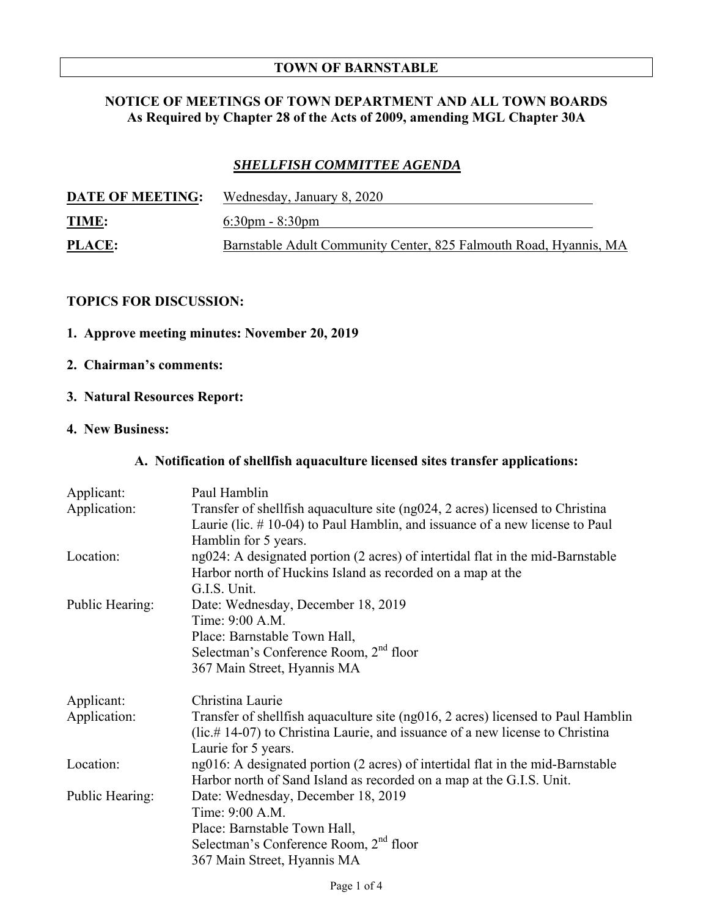# TOWN OF BARNSTABLE

## NOTICE OF MEETINGS OF TOWN DEPARTMENT AND ALL TOWN BOARDS
**As Required by Chapter 28 of the Acts of 2009, amending MGL Chapter 30A**

## ***SHELLFISH COMMITTEE AGENDA***

**DATE OF MEETING:** Wednesday, January 8, 2020

**TIME:** 6:30pm - 8:30pm

**PLACE:** Barnstable Adult Community Center, 825 Falmouth Road, Hyannis, MA

**TOPICS FOR DISCUSSION:**

1. **Approve meeting minutes: November 20, 2019**
2. **Chairman's comments:**
3. **Natural Resources Report:**
4. **New Business:**

### A. Notification of shellfish aquaculture licensed sites transfer applications:

| | |
|---|---|
| Applicant: | Paul Hamblin |
| Application: | Transfer of shellfish aquaculture site (ng024, 2 acres) licensed to Christina Laurie (lic. # 10-04) to Paul Hamblin, and issuance of a new license to Paul Hamblin for 5 years. |
| Location: | ng024: A designated portion (2 acres) of intertidal flat in the mid-Barnstable Harbor north of Huckins Island as recorded on a map at the G.I.S. Unit. |
| Public Hearing: | Date: Wednesday, December 18, 2019<br>Time: 9:00 A.M.<br>Place: Barnstable Town Hall,<br>Selectman's Conference Room, 2nd floor<br>367 Main Street, Hyannis MA |

| | |
|---|---|
| Applicant: | Christina Laurie |
| Application: | Transfer of shellfish aquaculture site (ng016, 2 acres) licensed to Paul Hamblin (lic.# 14-07) to Christina Laurie, and issuance of a new license to Christina Laurie for 5 years. |
| Location: | ng016: A designated portion (2 acres) of intertidal flat in the mid-Barnstable Harbor north of Sand Island as recorded on a map at the G.I.S. Unit. |
| Public Hearing: | Date: Wednesday, December 18, 2019<br>Time: 9:00 A.M.<br>Place: Barnstable Town Hall,<br>Selectman's Conference Room, 2nd floor<br>367 Main Street, Hyannis MA |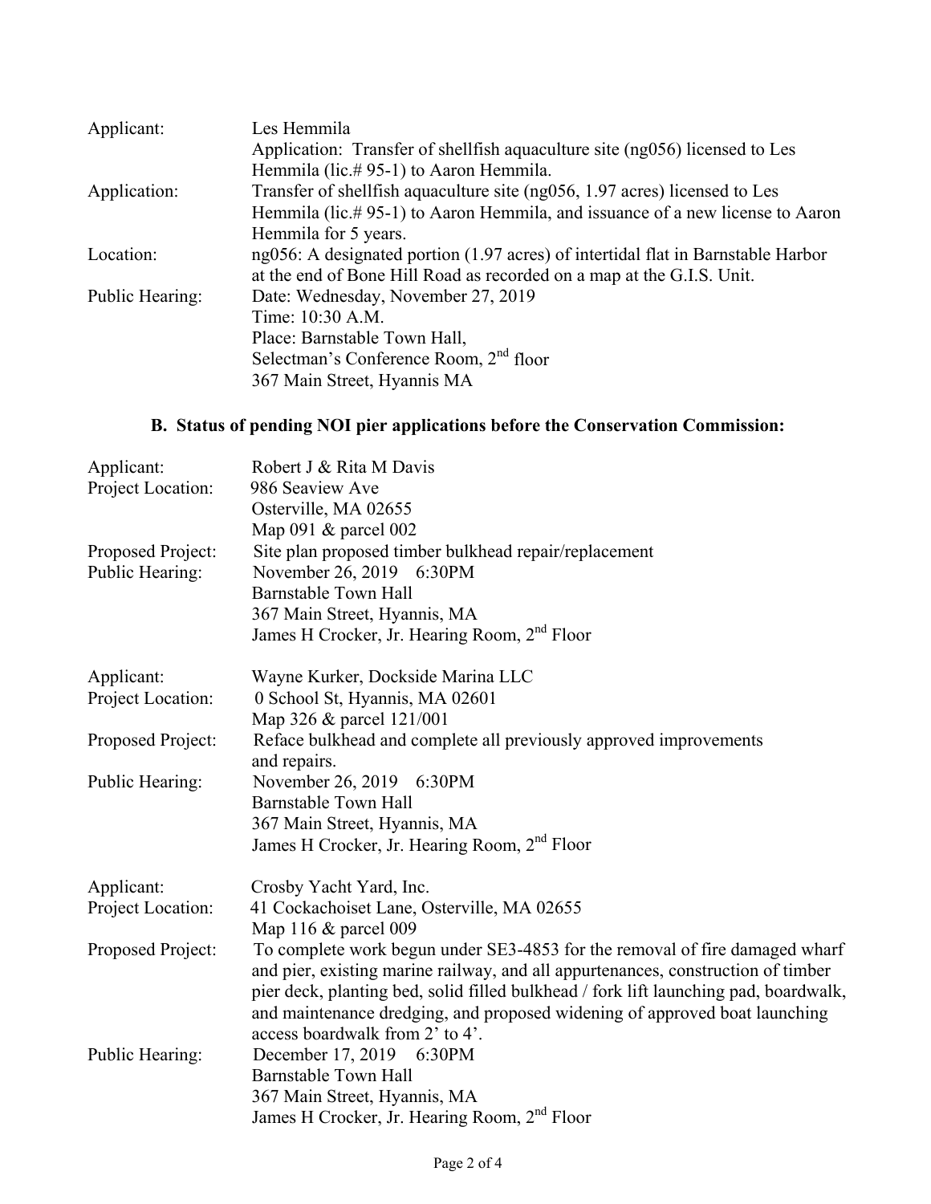| | |
|---|---|
| Applicant: | Les Hemmila<br>Application: Transfer of shellfish aquaculture site (ng056) licensed to Les Hemmila (lic.# 95-1) to Aaron Hemmila. |
| Application: | Transfer of shellfish aquaculture site (ng056, 1.97 acres) licensed to Les Hemmila (lic.# 95-1) to Aaron Hemmila, and issuance of a new license to Aaron Hemmila for 5 years. |
| Location: | ng056: A designated portion (1.97 acres) of intertidal flat in Barnstable Harbor at the end of Bone Hill Road as recorded on a map at the G.I.S. Unit. |
| Public Hearing: | Date: Wednesday, November 27, 2019<br>Time: 10:30 A.M.<br>Place: Barnstable Town Hall,<br>Selectman's Conference Room, 2nd floor<br>367 Main Street, Hyannis MA |

### B. Status of pending NOI pier applications before the Conservation Commission:

| | |
|---|---|
| Applicant: | Robert J & Rita M Davis |
| Project Location: | 986 Seaview Ave<br>Osterville, MA 02655<br>Map 091 & parcel 002 |
| Proposed Project: | Site plan proposed timber bulkhead repair/replacement |
| Public Hearing: | November 26, 2019 6:30PM<br>Barnstable Town Hall<br>367 Main Street, Hyannis, MA<br>James H Crocker, Jr. Hearing Room, 2nd Floor |

| | |
|---|---|
| Applicant: | Wayne Kurker, Dockside Marina LLC |
| Project Location: | 0 School St, Hyannis, MA 02601<br>Map 326 & parcel 121/001 |
| Proposed Project: | Reface bulkhead and complete all previously approved improvements and repairs. |
| Public Hearing: | November 26, 2019 6:30PM<br>Barnstable Town Hall<br>367 Main Street, Hyannis, MA<br>James H Crocker, Jr. Hearing Room, 2nd Floor |

| | |
|---|---|
| Applicant: | Crosby Yacht Yard, Inc. |
| Project Location: | 41 Cockachoiset Lane, Osterville, MA 02655<br>Map 116 & parcel 009 |
| Proposed Project: | To complete work begun under SE3-4853 for the removal of fire damaged wharf and pier, existing marine railway, and all appurtenances, construction of timber pier deck, planting bed, solid filled bulkhead / fork lift launching pad, boardwalk, and maintenance dredging, and proposed widening of approved boat launching access boardwalk from 2' to 4'. |
| Public Hearing: | December 17, 2019 6:30PM<br>Barnstable Town Hall<br>367 Main Street, Hyannis, MA<br>James H Crocker, Jr. Hearing Room, 2nd Floor |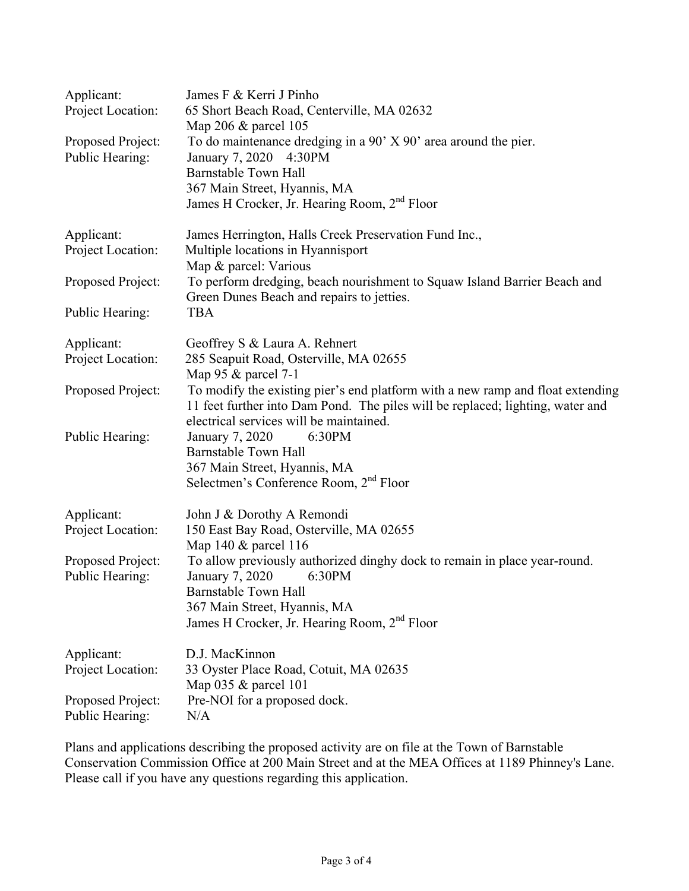Applicant: James F & Kerri J Pinho
Project Location: 65 Short Beach Road, Centerville, MA 02632
Map 206 & parcel 105
Proposed Project: To do maintenance dredging in a 90' X 90' area around the pier.
Public Hearing: January 7, 2020 4:30PM
Barnstable Town Hall
367 Main Street, Hyannis, MA
James H Crocker, Jr. Hearing Room, 2nd Floor

Applicant: James Herrington, Halls Creek Preservation Fund Inc.,
Project Location: Multiple locations in Hyannisport
Map & parcel: Various
Proposed Project: To perform dredging, beach nourishment to Squaw Island Barrier Beach and Green Dunes Beach and repairs to jetties.
Public Hearing: TBA

Applicant: Geoffrey S & Laura A. Rehnert
Project Location: 285 Seapuit Road, Osterville, MA 02655
Map 95 & parcel 7-1
Proposed Project: To modify the existing pier's end platform with a new ramp and float extending 11 feet further into Dam Pond. The piles will be replaced; lighting, water and electrical services will be maintained.
Public Hearing: January 7, 2020 6:30PM
Barnstable Town Hall
367 Main Street, Hyannis, MA
Selectmen's Conference Room, 2nd Floor

Applicant: John J & Dorothy A Remondi
Project Location: 150 East Bay Road, Osterville, MA 02655
Map 140 & parcel 116
Proposed Project: To allow previously authorized dinghy dock to remain in place year-round.
Public Hearing: January 7, 2020 6:30PM
Barnstable Town Hall
367 Main Street, Hyannis, MA
James H Crocker, Jr. Hearing Room, 2nd Floor

Applicant: D.J. MacKinnon
Project Location: 33 Oyster Place Road, Cotuit, MA 02635
Map 035 & parcel 101
Proposed Project: Pre-NOI for a proposed dock.
Public Hearing: N/A

Plans and applications describing the proposed activity are on file at the Town of Barnstable Conservation Commission Office at 200 Main Street and at the MEA Offices at 1189 Phinney's Lane. Please call if you have any questions regarding this application.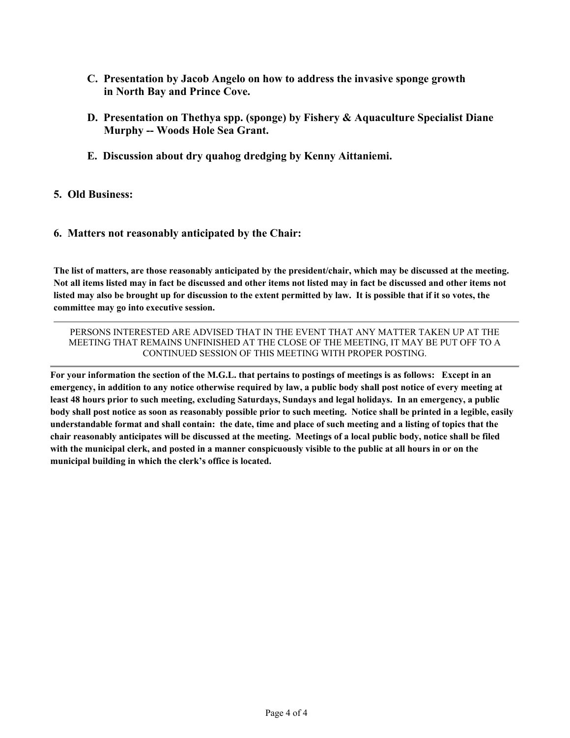**C. Presentation by Jacob Angelo on how to address the invasive sponge growth in North Bay and Prince Cove.**

**D. Presentation on Thethya spp. (sponge) by Fishery & Aquaculture Specialist Diane Murphy -- Woods Hole Sea Grant.**

**E. Discussion about dry quahog dredging by Kenny Aittaniemi.**

**5. Old Business:**

**6. Matters not reasonably anticipated by the Chair:**

**The list of matters, are those reasonably anticipated by the president/chair, which may be discussed at the meeting. Not all items listed may in fact be discussed and other items not listed may in fact be discussed and other items not listed may also be brought up for discussion to the extent permitted by law. It is possible that if it so votes, the committee may go into executive session.**

---

PERSONS INTERESTED ARE ADVISED THAT IN THE EVENT THAT ANY MATTER TAKEN UP AT THE MEETING THAT REMAINS UNFINISHED AT THE CLOSE OF THE MEETING, IT MAY BE PUT OFF TO A CONTINUED SESSION OF THIS MEETING WITH PROPER POSTING.

---

**For your information the section of the M.G.L. that pertains to postings of meetings is as follows: Except in an emergency, in addition to any notice otherwise required by law, a public body shall post notice of every meeting at least 48 hours prior to such meeting, excluding Saturdays, Sundays and legal holidays. In an emergency, a public body shall post notice as soon as reasonably possible prior to such meeting. Notice shall be printed in a legible, easily understandable format and shall contain: the date, time and place of such meeting and a listing of topics that the chair reasonably anticipates will be discussed at the meeting. Meetings of a local public body, notice shall be filed with the municipal clerk, and posted in a manner conspicuously visible to the public at all hours in or on the municipal building in which the clerk's office is located.**